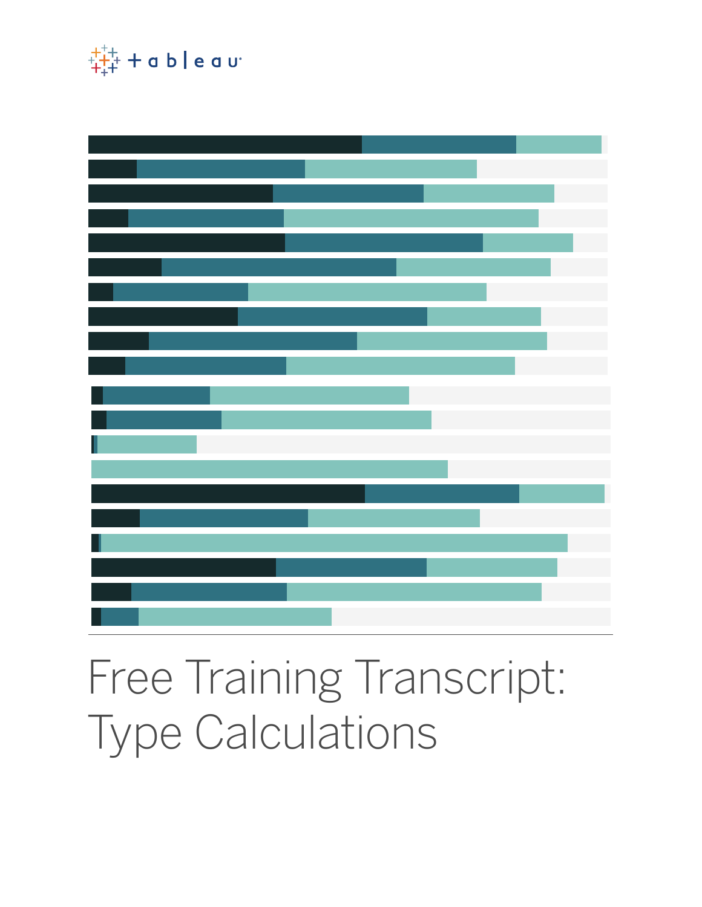# Free Training Transcript: Type Calculations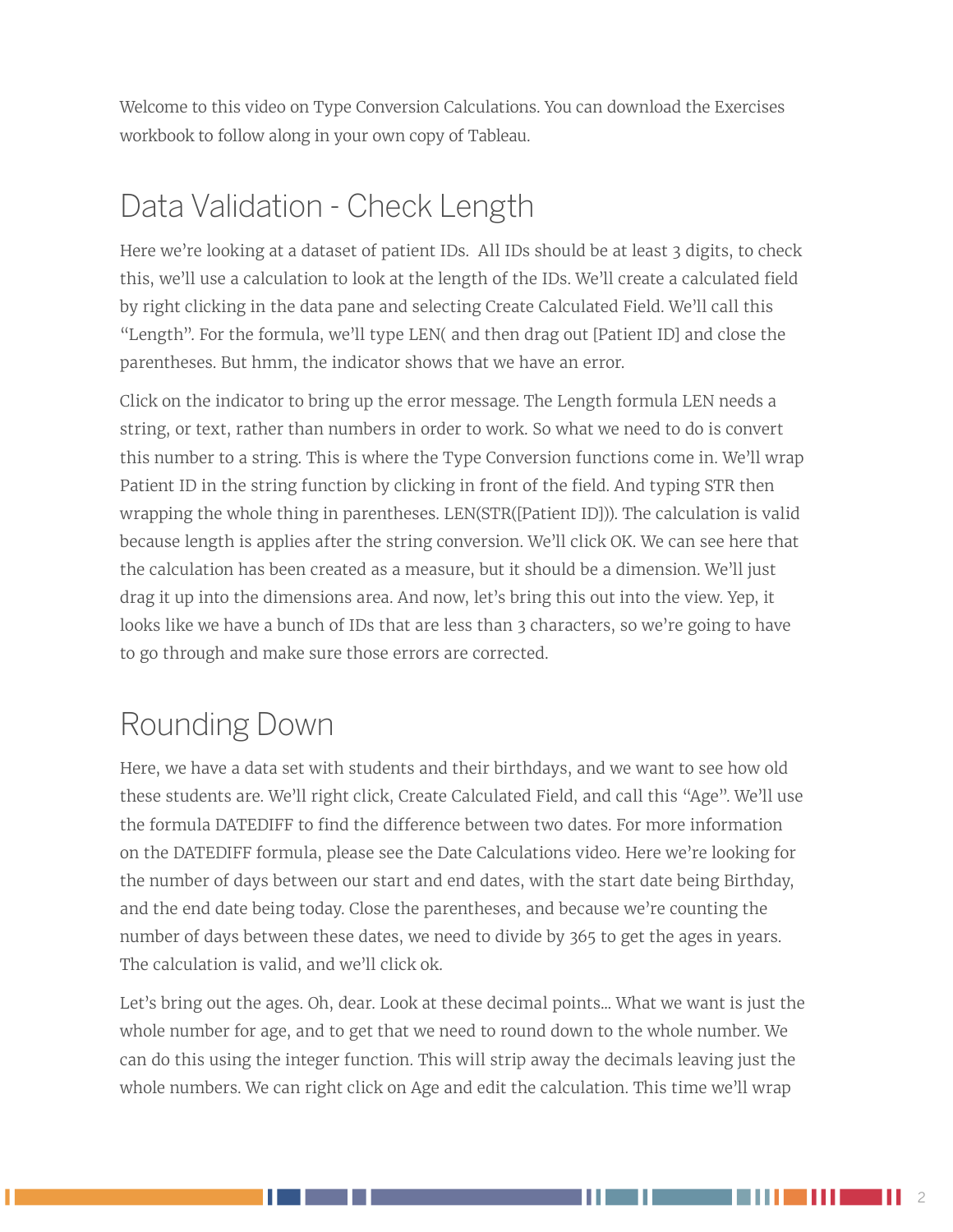Welcome to this video on Type Conversion Calculations. You can download the Exercises workbook to follow along in your own copy of Tableau.

## Data Validation - Check Length

Here we're looking at a dataset of patient IDs. All IDs should be at least 3 digits, to check this, we'll use a calculation to look at the length of the IDs. We'll create a calculated field by right clicking in the data pane and selecting Create Calculated Field. We'll call this "Length". For the formula, we'll type LEN( and then drag out [Patient ID] and close the parentheses. But hmm, the indicator shows that we have an error.

Click on the indicator to bring up the error message. The Length formula LEN needs a string, or text, rather than numbers in order to work. So what we need to do is convert this number to a string. This is where the Type Conversion functions come in. We'll wrap Patient ID in the string function by clicking in front of the field. And typing STR then wrapping the whole thing in parentheses. LEN(STR([Patient ID])). The calculation is valid because length is applies after the string conversion. We'll click OK. We can see here that the calculation has been created as a measure, but it should be a dimension. We'll just drag it up into the dimensions area. And now, let's bring this out into the view. Yep, it looks like we have a bunch of IDs that are less than 3 characters, so we're going to have to go through and make sure those errors are corrected.

## Rounding Down

Here, we have a data set with students and their birthdays, and we want to see how old these students are. We'll right click, Create Calculated Field, and call this "Age". We'll use the formula DATEDIFF to find the difference between two dates. For more information on the DATEDIFF formula, please see the Date Calculations video. Here we're looking for the number of days between our start and end dates, with the start date being Birthday, and the end date being today. Close the parentheses, and because we're counting the number of days between these dates, we need to divide by 365 to get the ages in years. The calculation is valid, and we'll click ok.

Let's bring out the ages. Oh, dear. Look at these decimal points... What we want is just the whole number for age, and to get that we need to round down to the whole number. We can do this using the integer function. This will strip away the decimals leaving just the whole numbers. We can right click on Age and edit the calculation. This time we'll wrap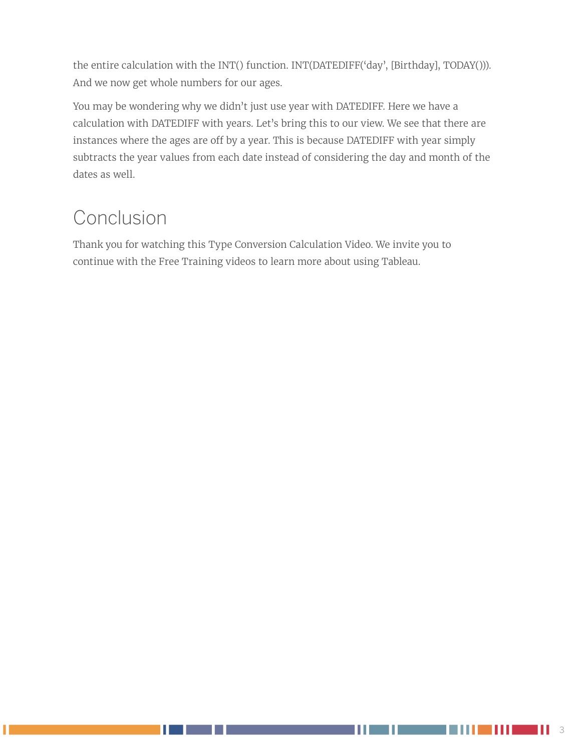the entire calculation with the INT() function. INT(DATEDIFF('day', [Birthday], TODAY())). And we now get whole numbers for our ages.

You may be wondering why we didn't just use year with DATEDIFF. Here we have a calculation with DATEDIFF with years. Let's bring this to our view. We see that there are instances where the ages are off by a year. This is because DATEDIFF with year simply subtracts the year values from each date instead of considering the day and month of the dates as well.

## Conclusion

Thank you for watching this Type Conversion Calculation Video. We invite you to continue with the Free Training videos to learn more about using Tableau.